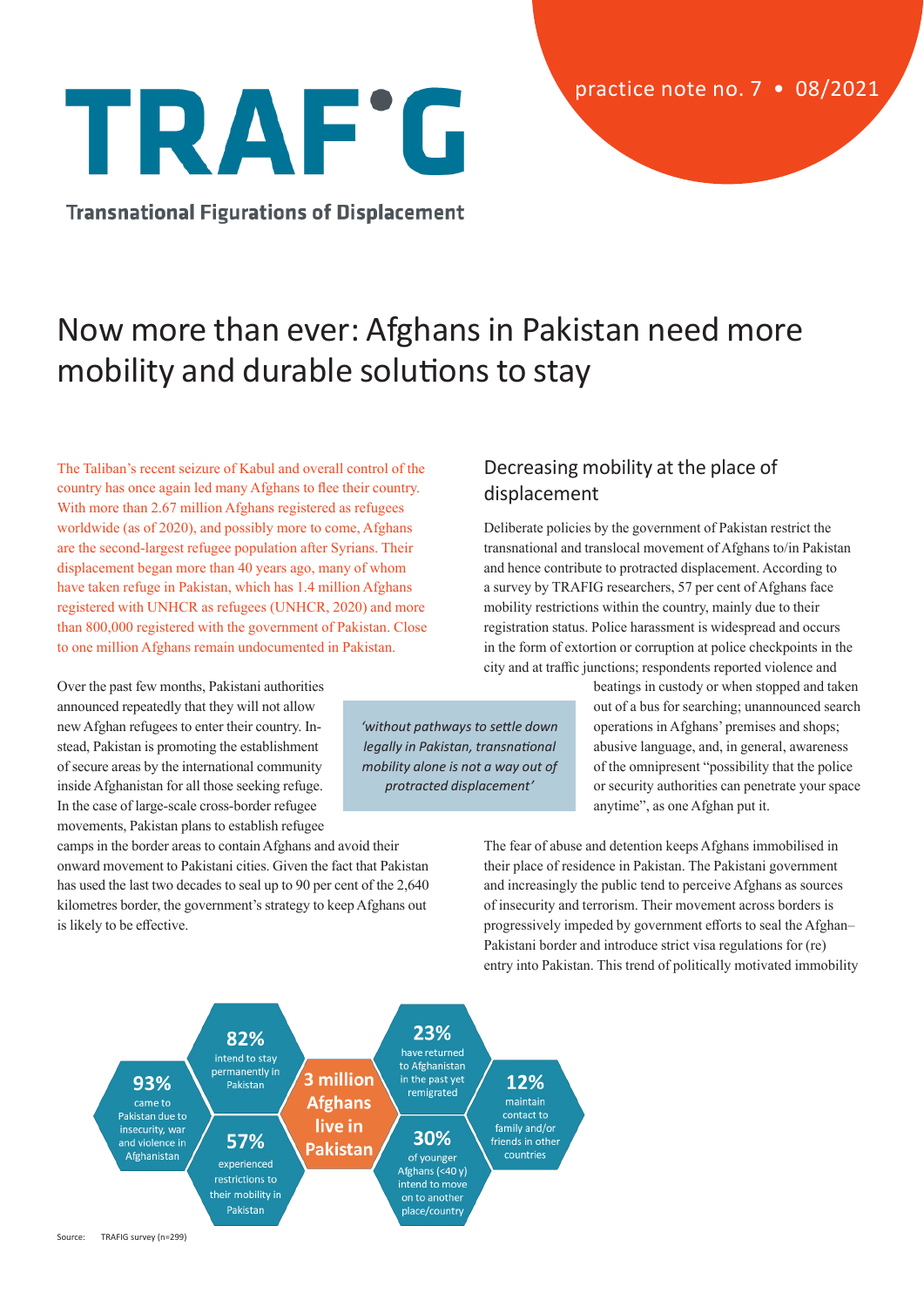# TRAFIG

**Transnational Figurations of Displacement**

practice note no. 7 • 08/2021

# Now more than ever: Afghans in Pakistan need more mobility and durable solutions to stay

The Taliban's recent seizure of Kabul and overall control of the country has once again led many Afghans to flee their country. With more than 2.67 million Afghans registered as refugees worldwide (as of 2020), and possibly more to come, Afghans are the second-largest refugee population after Syrians. Their displacement began more than 40 years ago, many of whom have taken refuge in Pakistan, which has 1.4 million Afghans registered with UNHCR as refugees (UNHCR, 2020) and more than 800,000 registered with the government of Pakistan. Close to one million Afghans remain undocumented in Pakistan.

Over the past few months, Pakistani authorities announced repeatedly that they will not allow new Afghan refugees to enter their country. Instead, Pakistan is promoting the establishment of secure areas by the international community inside Afghanistan for all those seeking refuge. In the case of large-scale cross-border refugee movements, Pakistan plans to establish refugee camps in the border areas to contain Afghans and avoid their onward movement to Pakistani cities. Given the fact that Pakistan has used the last two decades to seal up to 90 per cent of the 2,640 kilometres border, the government's strategy to keep Afghans out is likely to be effective.

## Decreasing mobility at the place of displacement

Deliberate policies by the government of Pakistan restrict the transnational and translocal movement of Afghans to/in Pakistan and hence contribute to protracted displacement. According to a survey by TRAFIG researchers, 57 per cent of Afghans face mobility restrictions within the country, mainly due to their registration status. Police harassment is widespread and occurs in the form of extortion or corruption at police checkpoints in the city and at traffic junctions; respondents reported violence and beatings in custody or when stopped and taken out of a bus for searching; unannounced search operations in Afghans' premises and shops; abusive language, and, in general, awareness of the omnipresent "possibility that the police or security authorities can penetrate your space anytime", as one Afghan put it.

> *'without pathways to settle down legally in Pakistan, transnational mobility alone is not a way out of protracted displacement'*

The fear of abuse and detention keeps Afghans immobilised in their place of residence in Pakistan. The Pakistani government and increasingly the public tend to perceive Afghans as sources of insecurity and terrorism. Their movement across borders is progressively impeded by government efforts to seal the Afghan–Pakistani border and introduce strict visa regulations for (re) entry into Pakistan. This trend of politically motivated immobility

- **3 million Afghans live in Pakistan**
- **93%** came to Pakistan due to insecurity, war and violence in Afghanistan
- **82%** intend to stay permanently in Pakistan
- **57%** experienced restrictions to their mobility in Pakistan
- **23%** have returned to Afghanistan in the past yet remigrated
- **30%** of younger Afghans (<40 y) intend to move on to another place/country
- **12%** maintain contact to family and/or friends in other countries

Source: TRAFIG survey (n=299)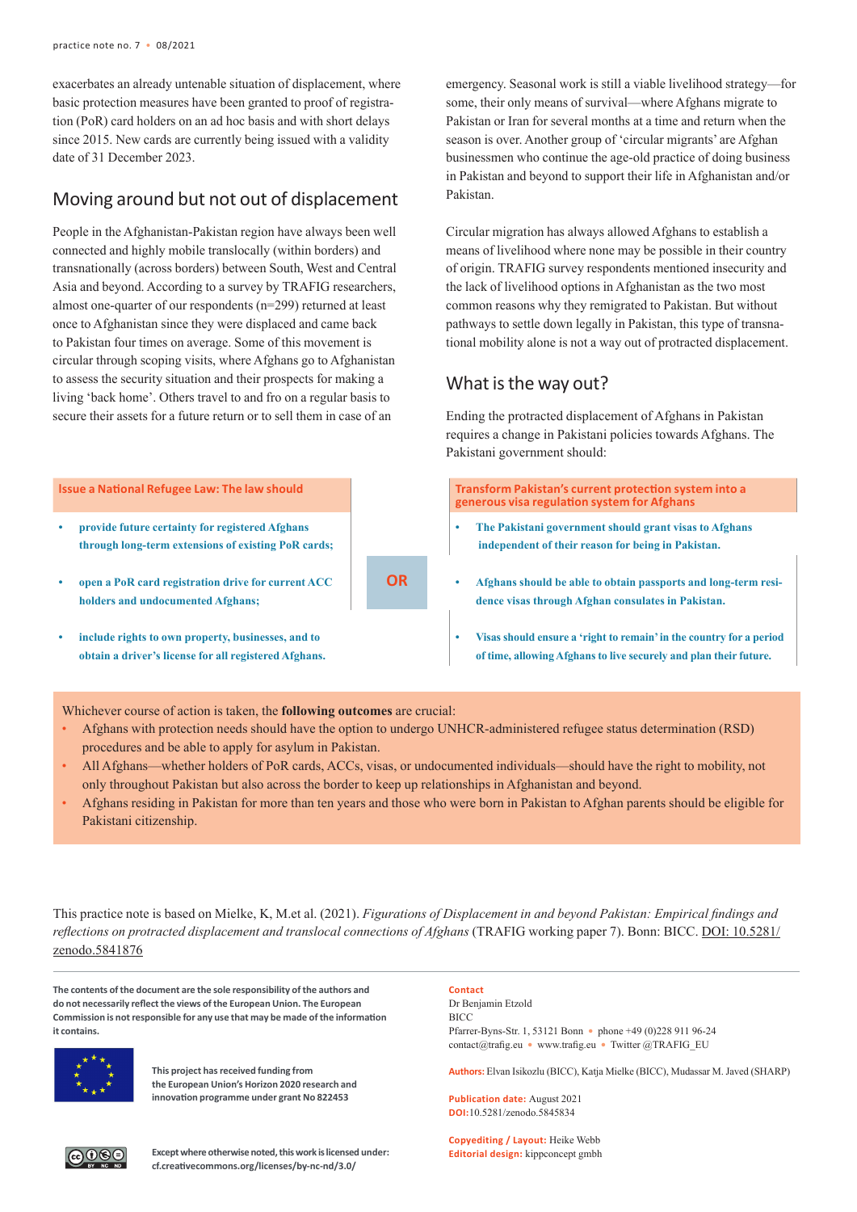exacerbates an already untenable situation of displacement, where basic protection measures have been granted to proof of registration (PoR) card holders on an ad hoc basis and with short delays since 2015. New cards are currently being issued with a validity date of 31 December 2023.

## Moving around but not out of displacement

People in the Afghanistan-Pakistan region have always been well connected and highly mobile translocally (within borders) and transnationally (across borders) between South, West and Central Asia and beyond. According to a survey by TRAFIG researchers, almost one-quarter of our respondents (n=299) returned at least once to Afghanistan since they were displaced and came back to Pakistan four times on average. Some of this movement is circular through scoping visits, where Afghans go to Afghanistan to assess the security situation and their prospects for making a living 'back home'. Others travel to and fro on a regular basis to secure their assets for a future return or to sell them in case of an emergency. Seasonal work is still a viable livelihood strategy—for some, their only means of survival—where Afghans migrate to Pakistan or Iran for several months at a time and return when the season is over. Another group of 'circular migrants' are Afghan businessmen who continue the age-old practice of doing business in Pakistan and beyond to support their life in Afghanistan and/or Pakistan.

Circular migration has always allowed Afghans to establish a means of livelihood where none may be possible in their country of origin. TRAFIG survey respondents mentioned insecurity and the lack of livelihood options in Afghanistan as the two most common reasons why they remigrated to Pakistan. But without pathways to settle down legally in Pakistan, this type of transnational mobility alone is not a way out of protracted displacement.

## What is the way out?

Ending the protracted displacement of Afghans in Pakistan requires a change in Pakistani policies towards Afghans. The Pakistani government should:

**Issue a National Refugee Law: The law should**

- **provide future certainty for registered Afghans through long-term extensions of existing PoR cards;**
- **open a PoR card registration drive for current ACC holders and undocumented Afghans;**
- **include rights to own property, businesses, and to obtain a driver's license for all registered Afghans.**

**OR**

**Transform Pakistan's current protection system into a generous visa regulation system for Afghans**

- **The Pakistani government should grant visas to Afghans independent of their reason for being in Pakistan.**
- **Afghans should be able to obtain passports and long-term residence visas through Afghan consulates in Pakistan.**
- **Visas should ensure a 'right to remain' in the country for a period of time, allowing Afghans to live securely and plan their future.**

Whichever course of action is taken, the **following outcomes** are crucial:

- Afghans with protection needs should have the option to undergo UNHCR-administered refugee status determination (RSD) procedures and be able to apply for asylum in Pakistan.
- All Afghans—whether holders of PoR cards, ACCs, visas, or undocumented individuals—should have the right to mobility, not only throughout Pakistan but also across the border to keep up relationships in Afghanistan and beyond.
- Afghans residing in Pakistan for more than ten years and those who were born in Pakistan to Afghan parents should be eligible for Pakistani citizenship.

This practice note is based on Mielke, K, M.et al. (2021). *Figurations of Displacement in and beyond Pakistan: Empirical findings and reflections on protracted displacement and translocal connections of Afghans* (TRAFIG working paper 7). Bonn: BICC. DOI: 10.5281/zenodo.5841876

**The contents of the document are the sole responsibility of the authors and do not necessarily reflect the views of the European Union. The European Commission is not responsible for any use that may be made of the information it contains.**

**This project has received funding from the European Union's Horizon 2020 research and innovation programme under grant No 822453**

**Except where otherwise noted, this work is licensed under: cf.creativecommons.org/licenses/by-nc-nd/3.0/**

**Contact**
Dr Benjamin Etzold
BICC
Pfarrer-Byns-Str. 1, 53121 Bonn • phone +49 (0)228 911 96-24
contact@trafig.eu • www.trafig.eu • Twitter @TRAFIG_EU

**Authors:** Elvan Isikozlu (BICC), Katja Mielke (BICC), Mudassar M. Javed (SHARP)

**Publication date:** August 2021
**DOI:** 10.5281/zenodo.5845834

**Copyediting / Layout:** Heike Webb
**Editorial design:** kippconcept gmbh